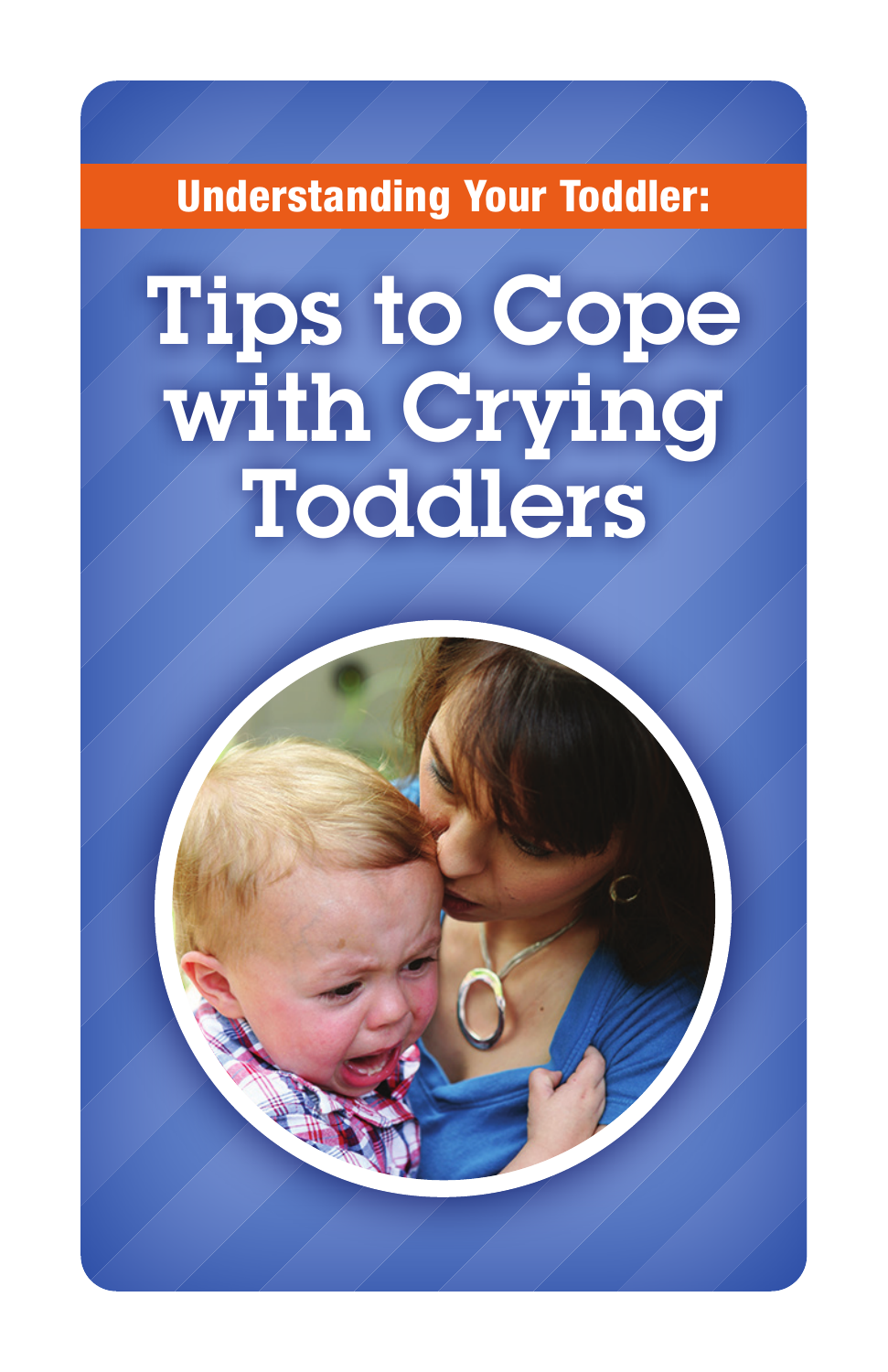**Understanding Your Toddler:**

# Tips to Cope with Crying Toddlers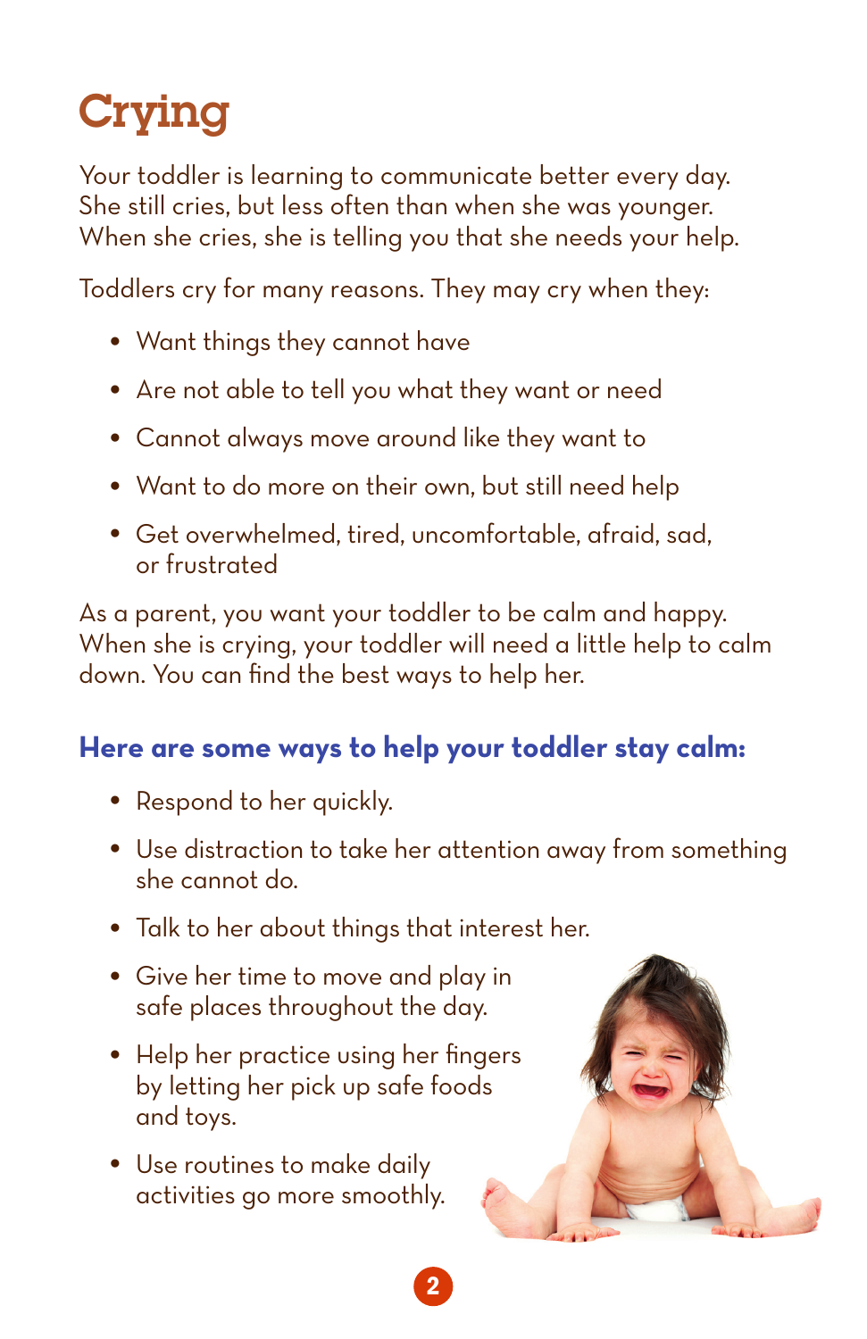# Crying

Your toddler is learning to communicate better every day. She still cries, but less often than when she was younger. When she cries, she is telling you that she needs your help.

Toddlers cry for many reasons. They may cry when they:

- Want things they cannot have
- Are not able to tell you what they want or need
- Cannot always move around like they want to
- Want to do more on their own, but still need help
- Get overwhelmed, tired, uncomfortable, afraid, sad, or frustrated

As a parent, you want your toddler to be calm and happy. When she is crying, your toddler will need a little help to calm down. You can find the best ways to help her.

### Here are some ways to help your toddler stay calm:

- Respond to her quickly.
- Use distraction to take her attention away from something she cannot do.
- Talk to her about things that interest her.
- Give her time to move and play in safe places throughout the day.
- Help her practice using her fingers by letting her pick up safe foods and toys.
- Use routines to make daily activities go more smoothly.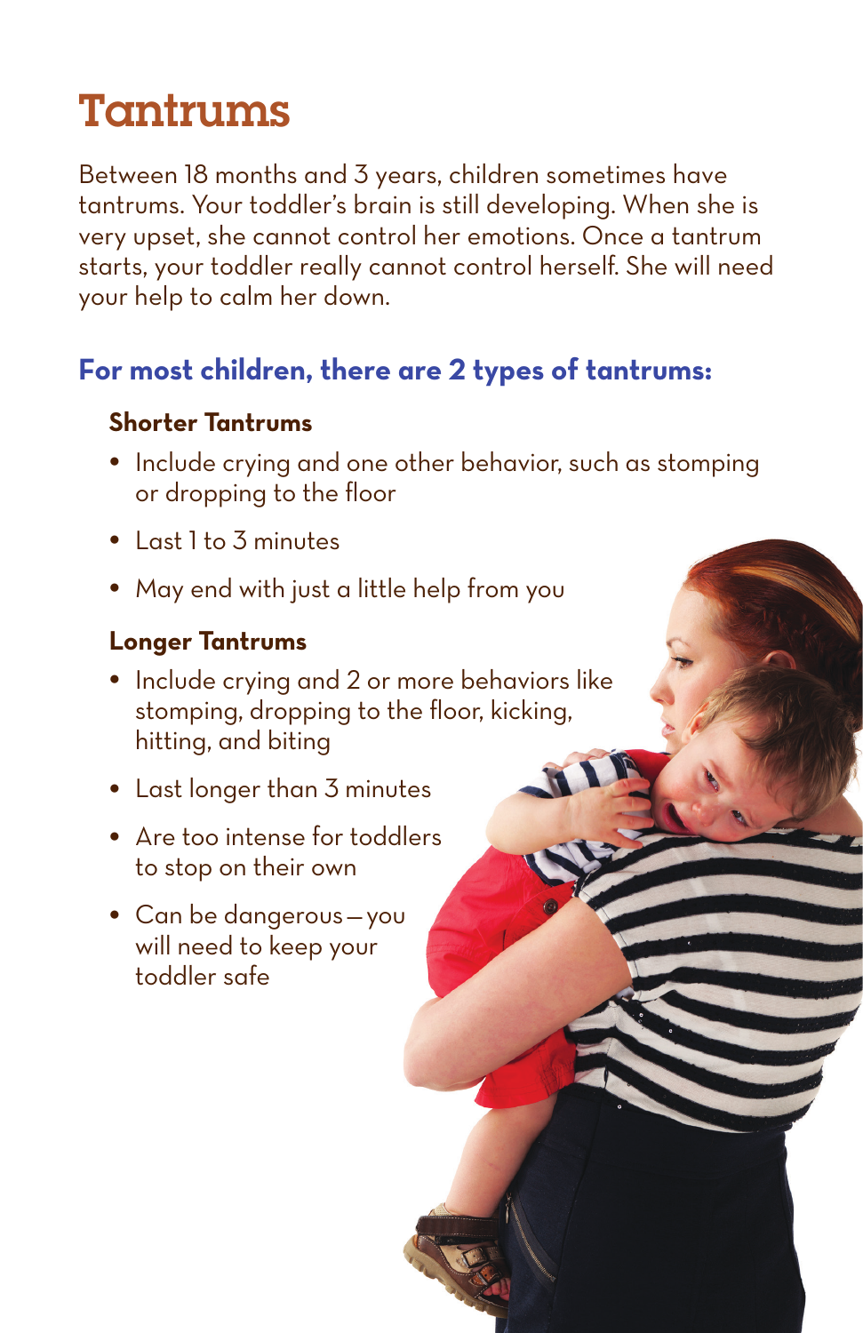# Tantrums

Between 18 months and 3 years, children sometimes have tantrums. Your toddler's brain is still developing. When she is very upset, she cannot control her emotions. Once a tantrum starts, your toddler really cannot control herself. She will need your help to calm her down.

## For most children, there are 2 types of tantrums:

### Shorter Tantrums

- Include crying and one other behavior, such as stomping or dropping to the floor
- Last 1 to 3 minutes
- May end with just a little help from you

### Longer Tantrums

- Include crying and 2 or more behaviors like stomping, dropping to the floor, kicking, hitting, and biting
- Last longer than 3 minutes
- Are too intense for toddlers to stop on their own
- Can be dangerous—you will need to keep your toddler safe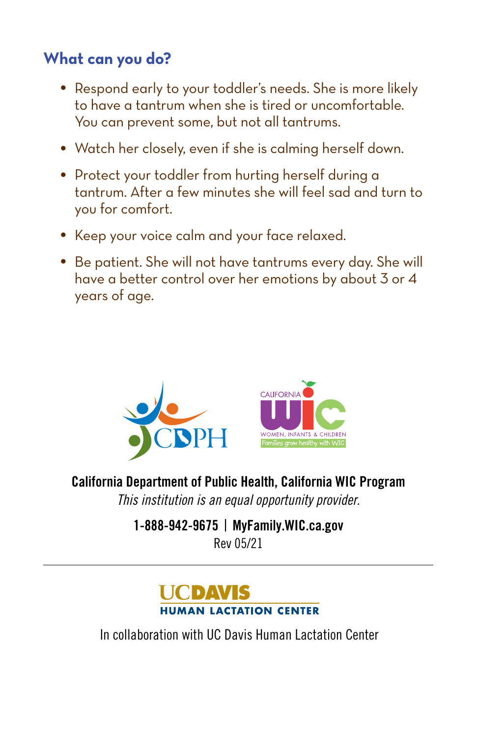## What can you do?

- Respond early to your toddler's needs. She is more likely to have a tantrum when she is tired or uncomfortable. You can prevent some, but not all tantrums.
- Watch her closely, even if she is calming herself down.
- Protect your toddler from hurting herself during a tantrum. After a few minutes she will feel sad and turn to you for comfort.
- Keep your voice calm and your face relaxed.
- Be patient. She will not have tantrums every day. She will have a better control over her emotions by about 3 or 4 years of age.

**California Department of Public Health, California WIC Program**

*This institution is an equal opportunity provider.*

**1-888-942-9675 | MyFamily.WIC.ca.gov**

Rev 05/21

In collaboration with UC Davis Human Lactation Center